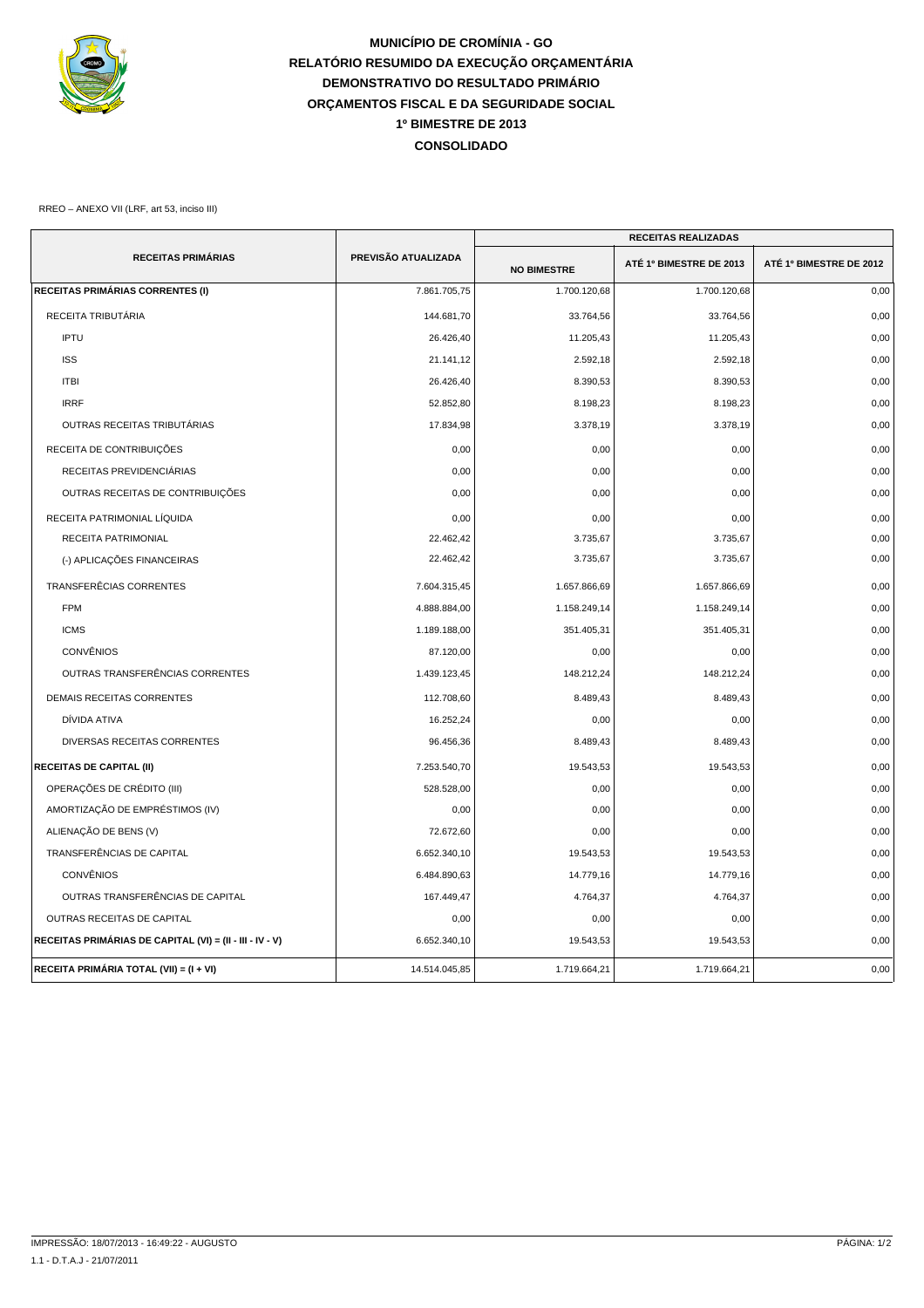# MUNICÍPIO DE CROMÍNIA - GO
## RELATÓRIO RESUMIDO DA EXECUÇÃO ORÇAMENTÁRIA
## DEMONSTRATIVO DO RESULTADO PRIMÁRIO
## ORÇAMENTOS FISCAL E DA SEGURIDADE SOCIAL
## 1º BIMESTRE DE 2013
## CONSOLIDADO

RREO – ANEXO VII (LRF, art 53, inciso III)

| RECEITAS PRIMÁRIAS | PREVISÃO ATUALIZADA | RECEITAS REALIZADAS | | |
|---|---|---|---|---|
| | | NO BIMESTRE | ATÉ 1º BIMESTRE DE 2013 | ATÉ 1º BIMESTRE DE 2012 |
| **RECEITAS PRIMÁRIAS CORRENTES (I)** | 7.861.705,75 | 1.700.120,68 | 1.700.120,68 | 0,00 |
| RECEITA TRIBUTÁRIA | 144.681,70 | 33.764,56 | 33.764,56 | 0,00 |
| IPTU | 26.426,40 | 11.205,43 | 11.205,43 | 0,00 |
| ISS | 21.141,12 | 2.592,18 | 2.592,18 | 0,00 |
| ITBI | 26.426,40 | 8.390,53 | 8.390,53 | 0,00 |
| IRRF | 52.852,80 | 8.198,23 | 8.198,23 | 0,00 |
| OUTRAS RECEITAS TRIBUTÁRIAS | 17.834,98 | 3.378,19 | 3.378,19 | 0,00 |
| RECEITA DE CONTRIBUIÇÕES | 0,00 | 0,00 | 0,00 | 0,00 |
| RECEITAS PREVIDENCIÁRIAS | 0,00 | 0,00 | 0,00 | 0,00 |
| OUTRAS RECEITAS DE CONTRIBUIÇÕES | 0,00 | 0,00 | 0,00 | 0,00 |
| RECEITA PATRIMONIAL LÍQUIDA | 0,00 | 0,00 | 0,00 | 0,00 |
| RECEITA PATRIMONIAL | 22.462,42 | 3.735,67 | 3.735,67 | 0,00 |
| (-) APLICAÇÕES FINANCEIRAS | 22.462,42 | 3.735,67 | 3.735,67 | 0,00 |
| TRANSFERÊCIAS CORRENTES | 7.604.315,45 | 1.657.866,69 | 1.657.866,69 | 0,00 |
| FPM | 4.888.884,00 | 1.158.249,14 | 1.158.249,14 | 0,00 |
| ICMS | 1.189.188,00 | 351.405,31 | 351.405,31 | 0,00 |
| CONVÊNIOS | 87.120,00 | 0,00 | 0,00 | 0,00 |
| OUTRAS TRANSFERÊNCIAS CORRENTES | 1.439.123,45 | 148.212,24 | 148.212,24 | 0,00 |
| DEMAIS RECEITAS CORRENTES | 112.708,60 | 8.489,43 | 8.489,43 | 0,00 |
| DÍVIDA ATIVA | 16.252,24 | 0,00 | 0,00 | 0,00 |
| DIVERSAS RECEITAS CORRENTES | 96.456,36 | 8.489,43 | 8.489,43 | 0,00 |
| **RECEITAS DE CAPITAL (II)** | 7.253.540,70 | 19.543,53 | 19.543,53 | 0,00 |
| OPERAÇÕES DE CRÉDITO (III) | 528.528,00 | 0,00 | 0,00 | 0,00 |
| AMORTIZAÇÃO DE EMPRÉSTIMOS (IV) | 0,00 | 0,00 | 0,00 | 0,00 |
| ALIENAÇÃO DE BENS (V) | 72.672,60 | 0,00 | 0,00 | 0,00 |
| TRANSFERÊNCIAS DE CAPITAL | 6.652.340,10 | 19.543,53 | 19.543,53 | 0,00 |
| CONVÊNIOS | 6.484.890,63 | 14.779,16 | 14.779,16 | 0,00 |
| OUTRAS TRANSFERÊNCIAS DE CAPITAL | 167.449,47 | 4.764,37 | 4.764,37 | 0,00 |
| OUTRAS RECEITAS DE CAPITAL | 0,00 | 0,00 | 0,00 | 0,00 |
| **RECEITAS PRIMÁRIAS DE CAPITAL (VI) = (II - III - IV - V)** | 6.652.340,10 | 19.543,53 | 19.543,53 | 0,00 |
| **RECEITA PRIMÁRIA TOTAL (VII) = (I + VI)** | 14.514.045,85 | 1.719.664,21 | 1.719.664,21 | 0,00 |

IMPRESSÃO: 18/07/2013 - 16:49:22 - AUGUSTO

1.1 - D.T.A.J - 21/07/2011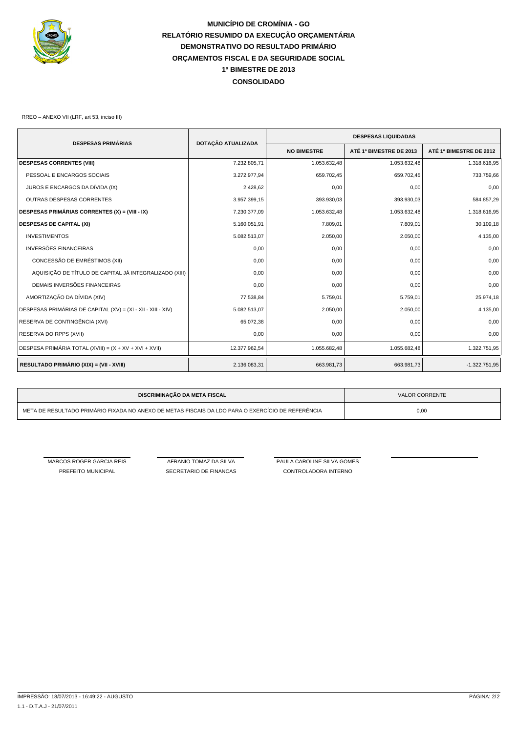# MUNICÍPIO DE CROMÍNIA - GO
## RELATÓRIO RESUMIDO DA EXECUÇÃO ORÇAMENTÁRIA
## DEMONSTRATIVO DO RESULTADO PRIMÁRIO
## ORÇAMENTOS FISCAL E DA SEGURIDADE SOCIAL
## 1º BIMESTRE DE 2013
## CONSOLIDADO

RREO – ANEXO VII (LRF, art 53, inciso III)

| DESPESAS PRIMÁRIAS | DOTAÇÃO ATUALIZADA | DESPESAS LIQUIDADAS | | |
|---|---|---|---|---|
| | | NO BIMESTRE | ATÉ 1º BIMESTRE DE 2013 | ATÉ 1º BIMESTRE DE 2012 |
| **DESPESAS CORRENTES (VIII)** | 7.232.805,71 | 1.053.632,48 | 1.053.632,48 | 1.318.616,95 |
| PESSOAL E ENCARGOS SOCIAIS | 3.272.977,94 | 659.702,45 | 659.702,45 | 733.759,66 |
| JUROS E ENCARGOS DA DÍVIDA (IX) | 2.428,62 | 0,00 | 0,00 | 0,00 |
| OUTRAS DESPESAS CORRENTES | 3.957.399,15 | 393.930,03 | 393.930,03 | 584.857,29 |
| **DESPESAS PRIMÁRIAS CORRENTES (X) = (VIII - IX)** | 7.230.377,09 | 1.053.632,48 | 1.053.632,48 | 1.318.616,95 |
| **DESPESAS DE CAPITAL (XI)** | 5.160.051,91 | 7.809,01 | 7.809,01 | 30.109,18 |
| INVESTIMENTOS | 5.082.513,07 | 2.050,00 | 2.050,00 | 4.135,00 |
| INVERSÕES FINANCEIRAS | 0,00 | 0,00 | 0,00 | 0,00 |
| CONCESSÃO DE EMRÉSTIMOS (XII) | 0,00 | 0,00 | 0,00 | 0,00 |
| AQUISIÇÃO DE TÍTULO DE CAPITAL JÁ INTEGRALIZADO (XIII) | 0,00 | 0,00 | 0,00 | 0,00 |
| DEMAIS INVERSÕES FINANCEIRAS | 0,00 | 0,00 | 0,00 | 0,00 |
| AMORTIZAÇÃO DA DÍVIDA (XIV) | 77.538,84 | 5.759,01 | 5.759,01 | 25.974,18 |
| DESPESAS PRIMÁRIAS DE CAPITAL (XV) = (XI - XII - XIII - XIV) | 5.082.513,07 | 2.050,00 | 2.050,00 | 4.135,00 |
| RESERVA DE CONTINGÊNCIA (XVI) | 65.072,38 | 0,00 | 0,00 | 0,00 |
| RESERVA DO RPPS (XVII) | 0,00 | 0,00 | 0,00 | 0,00 |
| DESPESA PRIMÁRIA TOTAL (XVIII) = (X + XV + XVI + XVII) | 12.377.962,54 | 1.055.682,48 | 1.055.682,48 | 1.322.751,95 |
| **RESULTADO PRIMÁRIO (XIX) = (VII - XVIII)** | 2.136.083,31 | 663.981,73 | 663.981,73 | -1.322.751,95 |

| DISCRIMINAÇÃO DA META FISCAL | VALOR CORRENTE |
|---|---|
| META DE RESULTADO PRIMÁRIO FIXADA NO ANEXO DE METAS FISCAIS DA LDO PARA O EXERCÍCIO DE REFERÊNCIA | 0,00 |

MARCOS ROGER GARCIA REIS
PREFEITO MUNICIPAL

AFRANIO TOMAZ DA SILVA
SECRETARIO DE FINANCAS

PAULA CAROLINE SILVA GOMES
CONTROLADORA INTERNO

IMPRESSÃO: 18/07/2013 - 16:49:22 - AUGUSTO

1.1 - D.T.A.J - 21/07/2011